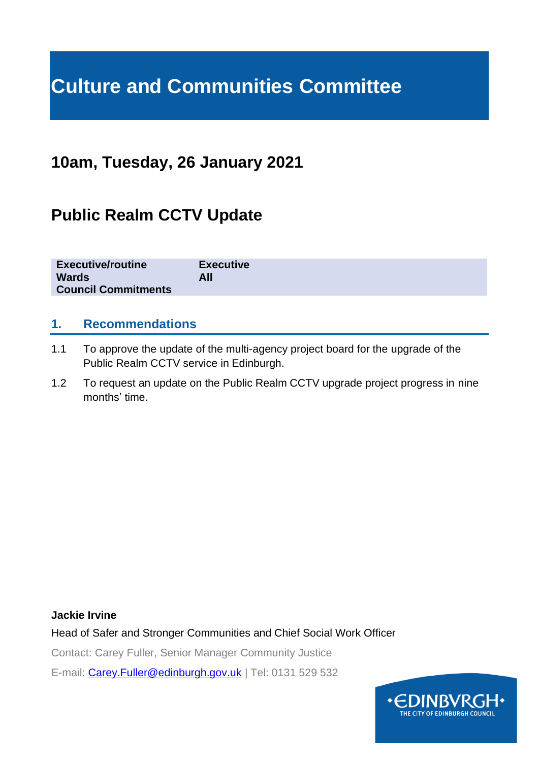# Culture and Communities Committee

## 10am, Tuesday, 26 January 2021

## Public Realm CCTV Update

| | |
|---|---|
| **Executive/routine** | **Executive** |
| **Wards** | **All** |
| **Council Commitments** | |

### 1. Recommendations

1.1 To approve the update of the multi-agency project board for the upgrade of the Public Realm CCTV service in Edinburgh.

1.2 To request an update on the Public Realm CCTV upgrade project progress in nine months' time.

**Jackie Irvine**

Head of Safer and Stronger Communities and Chief Social Work Officer

Contact: Carey Fuller, Senior Manager Community Justice

E-mail: Carey.Fuller@edinburgh.gov.uk | Tel: 0131 529 532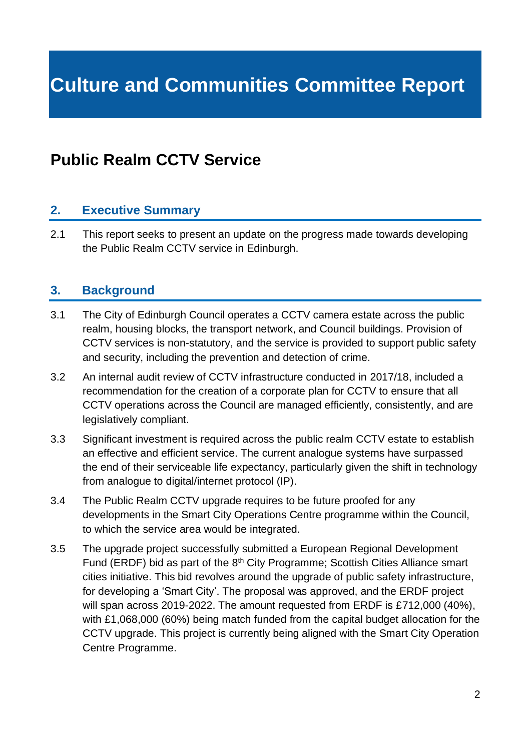# Culture and Communities Committee Report

## Public Realm CCTV Service

### 2. Executive Summary

2.1 This report seeks to present an update on the progress made towards developing the Public Realm CCTV service in Edinburgh.

### 3. Background

3.1 The City of Edinburgh Council operates a CCTV camera estate across the public realm, housing blocks, the transport network, and Council buildings. Provision of CCTV services is non-statutory, and the service is provided to support public safety and security, including the prevention and detection of crime.

3.2 An internal audit review of CCTV infrastructure conducted in 2017/18, included a recommendation for the creation of a corporate plan for CCTV to ensure that all CCTV operations across the Council are managed efficiently, consistently, and are legislatively compliant.

3.3 Significant investment is required across the public realm CCTV estate to establish an effective and efficient service. The current analogue systems have surpassed the end of their serviceable life expectancy, particularly given the shift in technology from analogue to digital/internet protocol (IP).

3.4 The Public Realm CCTV upgrade requires to be future proofed for any developments in the Smart City Operations Centre programme within the Council, to which the service area would be integrated.

3.5 The upgrade project successfully submitted a European Regional Development Fund (ERDF) bid as part of the 8th City Programme; Scottish Cities Alliance smart cities initiative. This bid revolves around the upgrade of public safety infrastructure, for developing a 'Smart City'. The proposal was approved, and the ERDF project will span across 2019-2022. The amount requested from ERDF is £712,000 (40%), with £1,068,000 (60%) being match funded from the capital budget allocation for the CCTV upgrade. This project is currently being aligned with the Smart City Operation Centre Programme.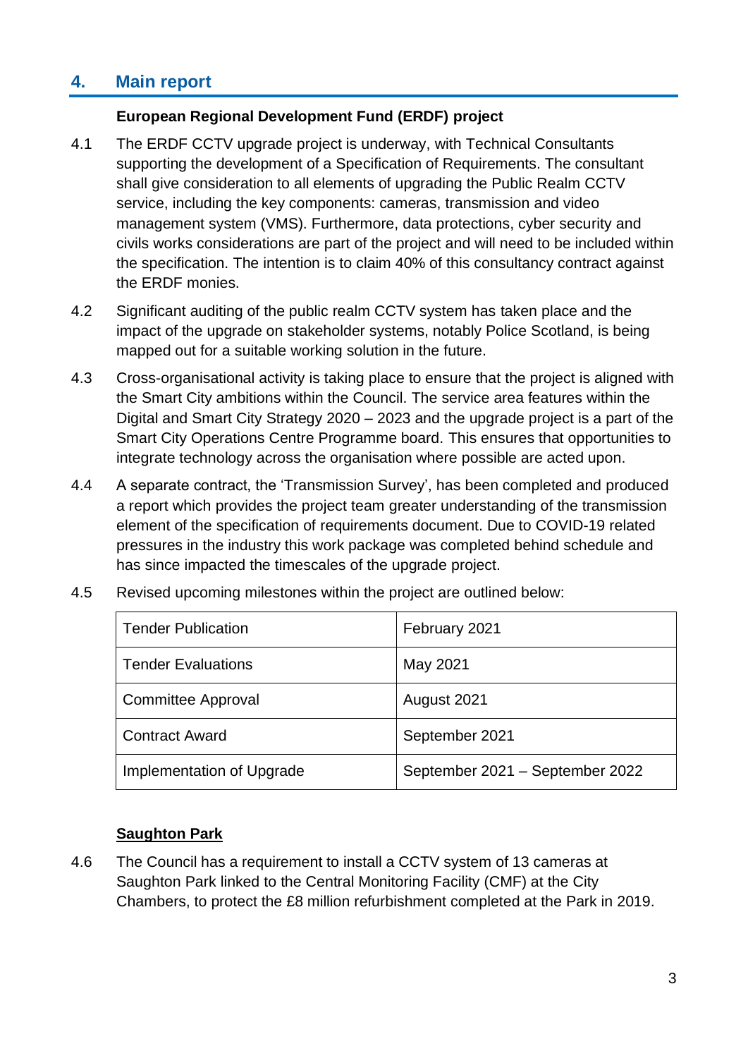## 4. Main report

**European Regional Development Fund (ERDF) project**

4.1 The ERDF CCTV upgrade project is underway, with Technical Consultants supporting the development of a Specification of Requirements. The consultant shall give consideration to all elements of upgrading the Public Realm CCTV service, including the key components: cameras, transmission and video management system (VMS). Furthermore, data protections, cyber security and civils works considerations are part of the project and will need to be included within the specification. The intention is to claim 40% of this consultancy contract against the ERDF monies.

4.2 Significant auditing of the public realm CCTV system has taken place and the impact of the upgrade on stakeholder systems, notably Police Scotland, is being mapped out for a suitable working solution in the future.

4.3 Cross-organisational activity is taking place to ensure that the project is aligned with the Smart City ambitions within the Council. The service area features within the Digital and Smart City Strategy 2020 – 2023 and the upgrade project is a part of the Smart City Operations Centre Programme board. This ensures that opportunities to integrate technology across the organisation where possible are acted upon.

4.4 A separate contract, the 'Transmission Survey', has been completed and produced a report which provides the project team greater understanding of the transmission element of the specification of requirements document. Due to COVID-19 related pressures in the industry this work package was completed behind schedule and has since impacted the timescales of the upgrade project.

4.5 Revised upcoming milestones within the project are outlined below:

| | |
|---|---|
| Tender Publication | February 2021 |
| Tender Evaluations | May 2021 |
| Committee Approval | August 2021 |
| Contract Award | September 2021 |
| Implementation of Upgrade | September 2021 – September 2022 |

**Saughton Park**

4.6 The Council has a requirement to install a CCTV system of 13 cameras at Saughton Park linked to the Central Monitoring Facility (CMF) at the City Chambers, to protect the £8 million refurbishment completed at the Park in 2019.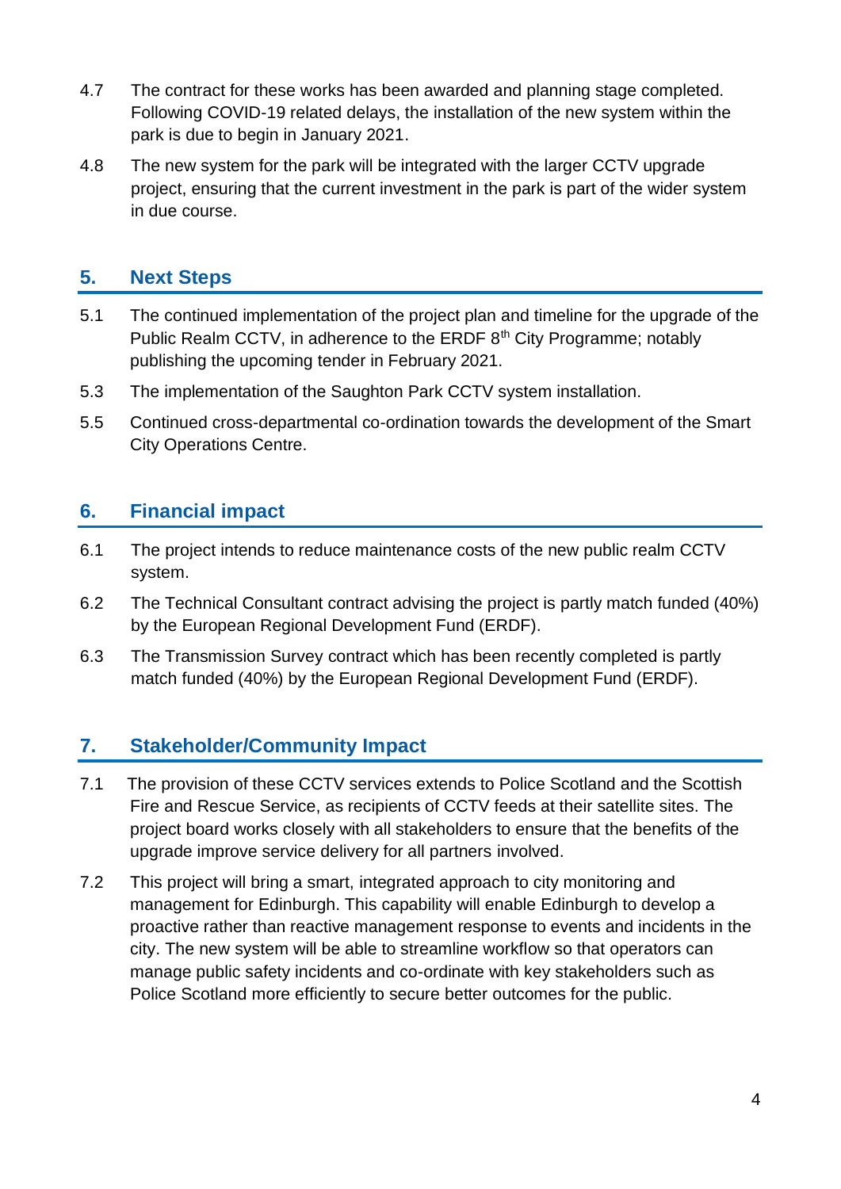4.7 The contract for these works has been awarded and planning stage completed. Following COVID-19 related delays, the installation of the new system within the park is due to begin in January 2021.

4.8 The new system for the park will be integrated with the larger CCTV upgrade project, ensuring that the current investment in the park is part of the wider system in due course.

## 5. Next Steps

5.1 The continued implementation of the project plan and timeline for the upgrade of the Public Realm CCTV, in adherence to the ERDF 8th City Programme; notably publishing the upcoming tender in February 2021.

5.3 The implementation of the Saughton Park CCTV system installation.

5.5 Continued cross-departmental co-ordination towards the development of the Smart City Operations Centre.

## 6. Financial impact

6.1 The project intends to reduce maintenance costs of the new public realm CCTV system.

6.2 The Technical Consultant contract advising the project is partly match funded (40%) by the European Regional Development Fund (ERDF).

6.3 The Transmission Survey contract which has been recently completed is partly match funded (40%) by the European Regional Development Fund (ERDF).

## 7. Stakeholder/Community Impact

7.1 The provision of these CCTV services extends to Police Scotland and the Scottish Fire and Rescue Service, as recipients of CCTV feeds at their satellite sites. The project board works closely with all stakeholders to ensure that the benefits of the upgrade improve service delivery for all partners involved.

7.2 This project will bring a smart, integrated approach to city monitoring and management for Edinburgh. This capability will enable Edinburgh to develop a proactive rather than reactive management response to events and incidents in the city. The new system will be able to streamline workflow so that operators can manage public safety incidents and co-ordinate with key stakeholders such as Police Scotland more efficiently to secure better outcomes for the public.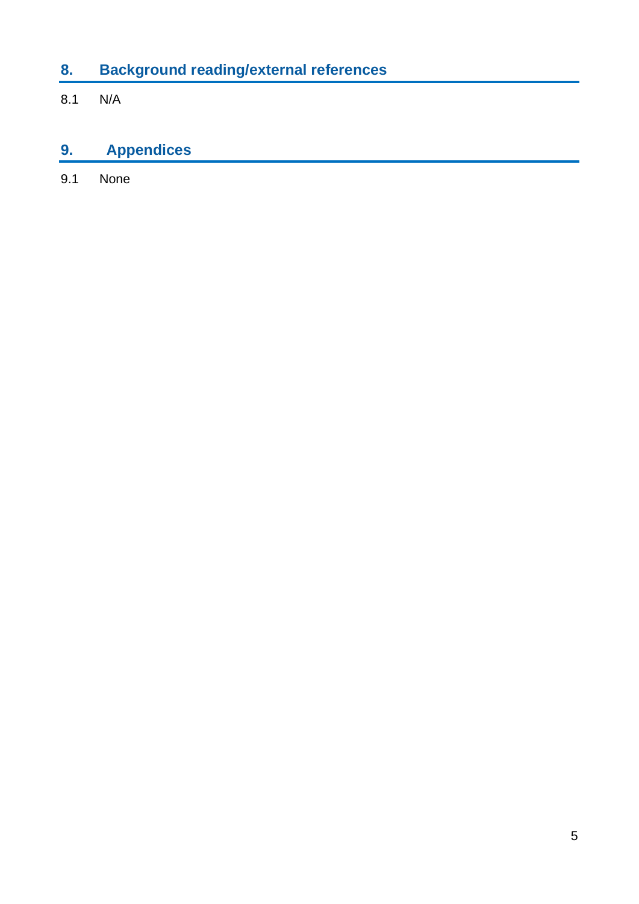## 8. Background reading/external references

8.1 N/A

## 9. Appendices

9.1 None